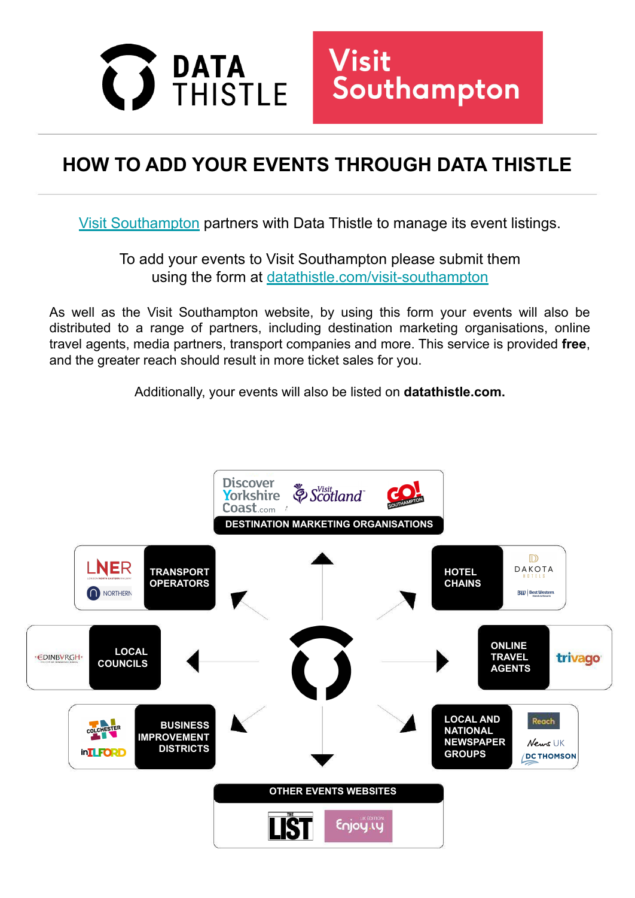DATA THISTLE

Visit Southampton

# HOW TO ADD YOUR EVENTS THROUGH DATA THISTLE

Visit Southampton partners with Data Thistle to manage its event listings.

To add your events to Visit Southampton please submit them using the form at datathistle.com/visit-southampton

As well as the Visit Southampton website, by using this form your events will also be distributed to a range of partners, including destination marketing organisations, online travel agents, media partners, transport companies and more. This service is provided **free**, and the greater reach should result in more ticket sales for you.

Additionally, your events will also be listed on **datathistle.com.**

DESTINATION MARKETING ORGANISATIONS

TRANSPORT OPERATORS

HOTEL CHAINS

LOCAL COUNCILS

ONLINE TRAVEL AGENTS

BUSINESS IMPROVEMENT DISTRICTS

LOCAL AND NATIONAL NEWSPAPER GROUPS

OTHER EVENTS WEBSITES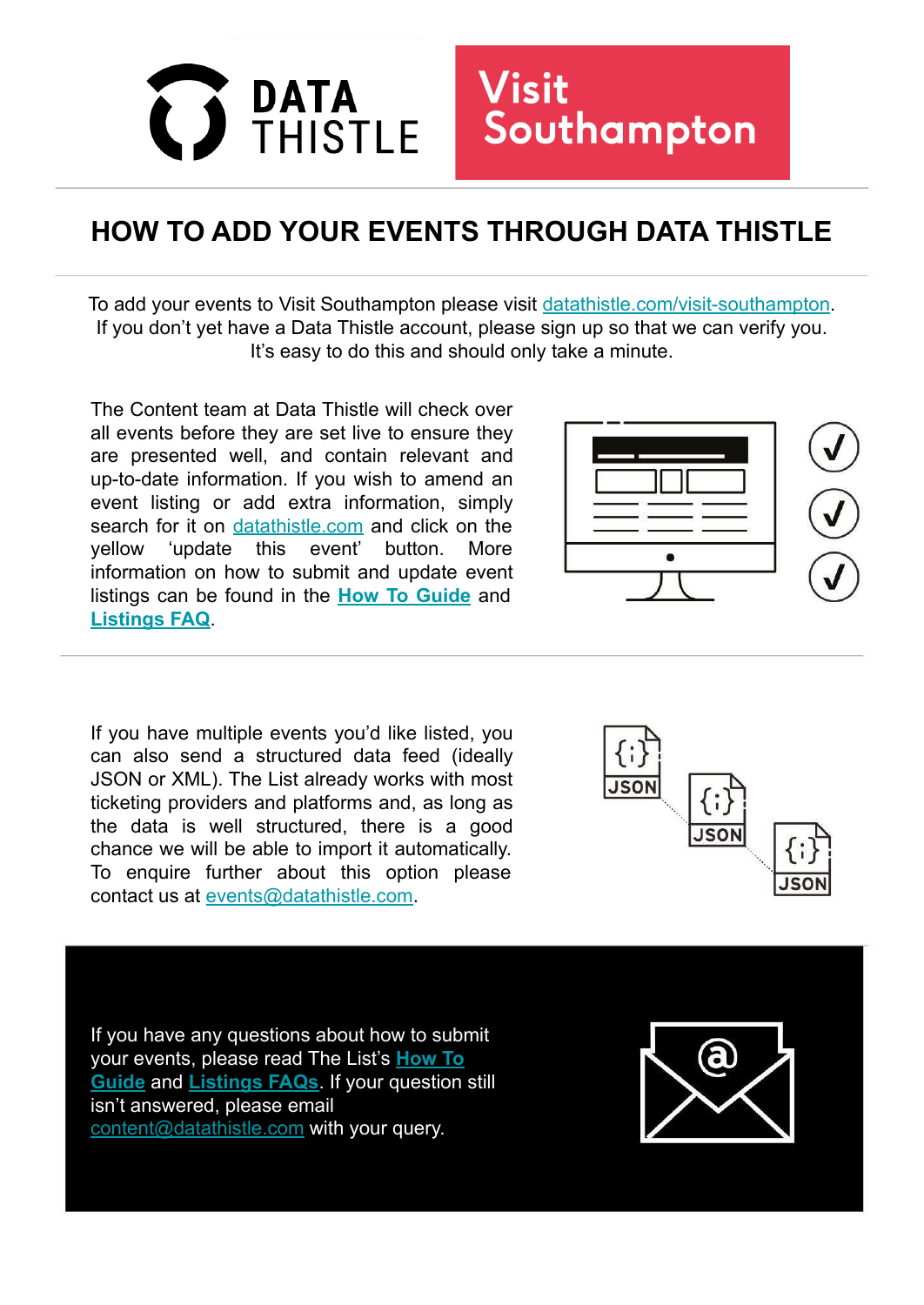DATA THISTLE

Visit Southampton

# HOW TO ADD YOUR EVENTS THROUGH DATA THISTLE

To add your events to Visit Southampton please visit datathistle.com/visit-southampton. If you don't yet have a Data Thistle account, please sign up so that we can verify you. It's easy to do this and should only take a minute.

The Content team at Data Thistle will check over all events before they are set live to ensure they are presented well, and contain relevant and up-to-date information. If you wish to amend an event listing or add extra information, simply search for it on datathistle.com and click on the yellow 'update this event' button. More information on how to submit and update event listings can be found in the **How To Guide** and **Listings FAQ**.

If you have multiple events you'd like listed, you can also send a structured data feed (ideally JSON or XML). The List already works with most ticketing providers and platforms and, as long as the data is well structured, there is a good chance we will be able to import it automatically. To enquire further about this option please contact us at events@datathistle.com.

If you have any questions about how to submit your events, please read The List's **How To Guide** and **Listings FAQs**. If your question still isn't answered, please email content@datathistle.com with your query.